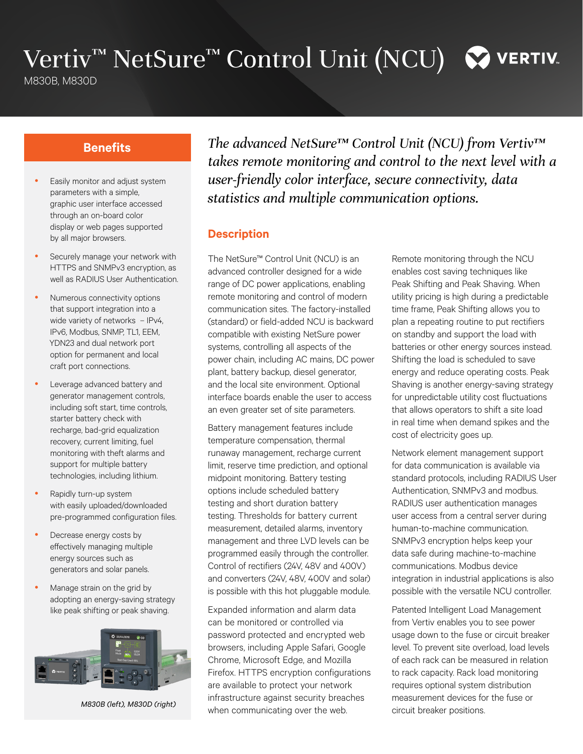# Vertiv™ NetSure™ Control Unit (NCU)

M830B, M830D

## Benefits

- Easily monitor and adjust system parameters with a simple, graphic user interface accessed through an on-board color display or web pages supported by all major browsers.
- Securely manage your network with HTTPS and SNMPv3 encryption, as well as RADIUS User Authentication.
- Numerous connectivity options that support integration into a wide variety of networks – IPv4, IPv6, Modbus, SNMP, TL1, EEM, YDN23 and dual network port option for permanent and local craft port connections.
- Leverage advanced battery and generator management controls, including soft start, time controls, starter battery check with recharge, bad-grid equalization recovery, current limiting, fuel monitoring with theft alarms and support for multiple battery technologies, including lithium.
- Rapidly turn-up system with easily uploaded/downloaded pre-programmed configuration files.
- Decrease energy costs by effectively managing multiple energy sources such as generators and solar panels.
- Manage strain on the grid by adopting an energy-saving strategy like peak shifting or peak shaving.

*M830B (left), M830D (right)*

*The advanced NetSure™ Control Unit (NCU) from Vertiv™ takes remote monitoring and control to the next level with a user-friendly color interface, secure connectivity, data statistics and multiple communication options.*

## Description

The NetSure™ Control Unit (NCU) is an advanced controller designed for a wide range of DC power applications, enabling remote monitoring and control of modern communication sites. The factory-installed (standard) or field-added NCU is backward compatible with existing NetSure power systems, controlling all aspects of the power chain, including AC mains, DC power plant, battery backup, diesel generator, and the local site environment. Optional interface boards enable the user to access an even greater set of site parameters.

Battery management features include temperature compensation, thermal runaway management, recharge current limit, reserve time prediction, and optional midpoint monitoring. Battery testing options include scheduled battery testing and short duration battery testing. Thresholds for battery current measurement, detailed alarms, inventory management and three LVD levels can be programmed easily through the controller. Control of rectifiers (24V, 48V and 400V) and converters (24V, 48V, 400V and solar) is possible with this hot pluggable module.

Expanded information and alarm data can be monitored or controlled via password protected and encrypted web browsers, including Apple Safari, Google Chrome, Microsoft Edge, and Mozilla Firefox. HTTPS encryption configurations are available to protect your network infrastructure against security breaches when communicating over the web.

Remote monitoring through the NCU enables cost saving techniques like Peak Shifting and Peak Shaving. When utility pricing is high during a predictable time frame, Peak Shifting allows you to plan a repeating routine to put rectifiers on standby and support the load with batteries or other energy sources instead. Shifting the load is scheduled to save energy and reduce operating costs. Peak Shaving is another energy-saving strategy for unpredictable utility cost fluctuations that allows operators to shift a site load in real time when demand spikes and the cost of electricity goes up.

Network element management support for data communication is available via standard protocols, including RADIUS User Authentication, SNMPv3 and modbus. RADIUS user authentication manages user access from a central server during human-to-machine communication. SNMPv3 encryption helps keep your data safe during machine-to-machine communications. Modbus device integration in industrial applications is also possible with the versatile NCU controller.

Patented Intelligent Load Management from Vertiv enables you to see power usage down to the fuse or circuit breaker level. To prevent site overload, load levels of each rack can be measured in relation to rack capacity. Rack load monitoring requires optional system distribution measurement devices for the fuse or circuit breaker positions.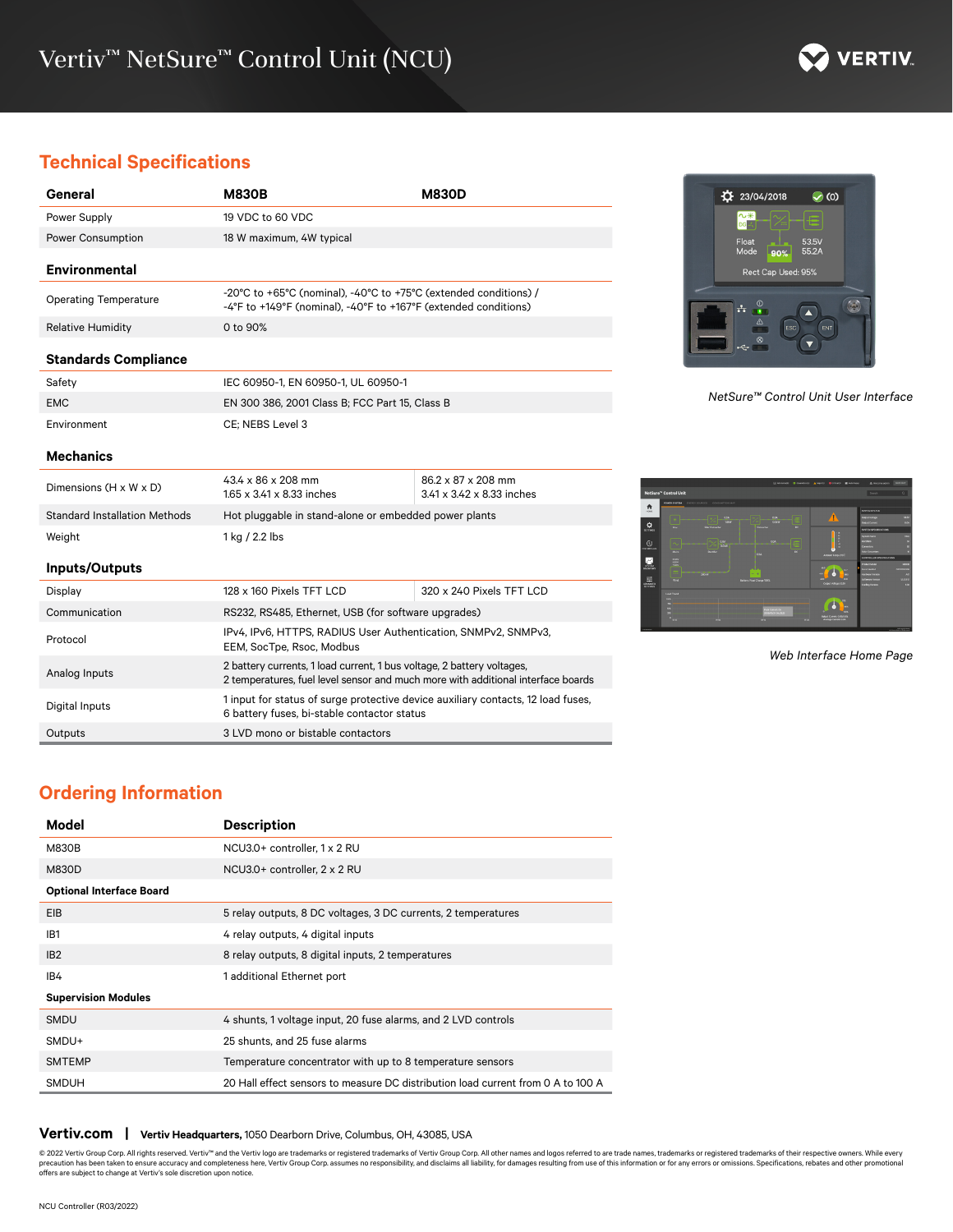# Vertiv™ NetSure™ Control Unit (NCU)

## Technical Specifications

| General | M830B | M830D |
|---|---|---|
| Power Supply | 19 VDC to 60 VDC | |
| Power Consumption | 18 W maximum, 4W typical | |
| **Environmental** | | |
| Operating Temperature | -20°C to +65°C (nominal), -40°C to +75°C (extended conditions) / -4°F to +149°F (nominal), -40°F to +167°F (extended conditions) | |
| Relative Humidity | 0 to 90% | |
| **Standards Compliance** | | |
| Safety | IEC 60950-1, EN 60950-1, UL 60950-1 | |
| EMC | EN 300 386, 2001 Class B; FCC Part 15, Class B | |
| Environment | CE; NEBS Level 3 | |
| **Mechanics** | | |
| Dimensions (H x W x D) | 43.4 x 86 x 208 mm 1.65 x 3.41 x 8.33 inches | 86.2 x 87 x 208 mm 3.41 x 3.42 x 8.33 inches |
| Standard Installation Methods | Hot pluggable in stand-alone or embedded power plants | |
| Weight | 1 kg / 2.2 lbs | |
| **Inputs/Outputs** | | |
| Display | 128 x 160 Pixels TFT LCD | 320 x 240 Pixels TFT LCD |
| Communication | RS232, RS485, Ethernet, USB (for software upgrades) | |
| Protocol | IPv4, IPv6, HTTPS, RADIUS User Authentication, SNMPv2, SNMPv3, EEM, SocTpe, Rsoc, Modbus | |
| Analog Inputs | 2 battery currents, 1 load current, 1 bus voltage, 2 battery voltages, 2 temperatures, fuel level sensor and much more with additional interface boards | |
| Digital Inputs | 1 input for status of surge protective device auxiliary contacts, 12 load fuses, 6 battery fuses, bi-stable contactor status | |
| Outputs | 3 LVD mono or bistable contactors | |

*NetSure™ Control Unit User Interface*

*Web Interface Home Page*

## Ordering Information

| Model | Description |
|---|---|
| M830B | NCU3.0+ controller, 1 x 2 RU |
| M830D | NCU3.0+ controller, 2 x 2 RU |
| **Optional Interface Board** | |
| EIB | 5 relay outputs, 8 DC voltages, 3 DC currents, 2 temperatures |
| IB1 | 4 relay outputs, 4 digital inputs |
| IB2 | 8 relay outputs, 8 digital inputs, 2 temperatures |
| IB4 | 1 additional Ethernet port |
| **Supervision Modules** | |
| SMDU | 4 shunts, 1 voltage input, 20 fuse alarms, and 2 LVD controls |
| SMDU+ | 25 shunts, and 25 fuse alarms |
| SMTEMP | Temperature concentrator with up to 8 temperature sensors |
| SMDUH | 20 Hall effect sensors to measure DC distribution load current from 0 A to 100 A |

**Vertiv.com** | **Vertiv Headquarters,** 1050 Dearborn Drive, Columbus, OH, 43085, USA

© 2022 Vertiv Group Corp. All rights reserved. Vertiv™ and the Vertiv logo are trademarks or registered trademarks of Vertiv Group Corp. All other names and logos referred to are trade names, trademarks or registered trademarks of their respective owners. While every precaution has been taken to ensure accuracy and completeness here, Vertiv Group Corp. assumes no responsibility, and disclaims all liability, for damages resulting from use of this information or for any errors or omissions. Specifications, rebates and other promotional offers are subject to change at Vertiv's sole discretion upon notice.

NCU Controller (R03/2022)